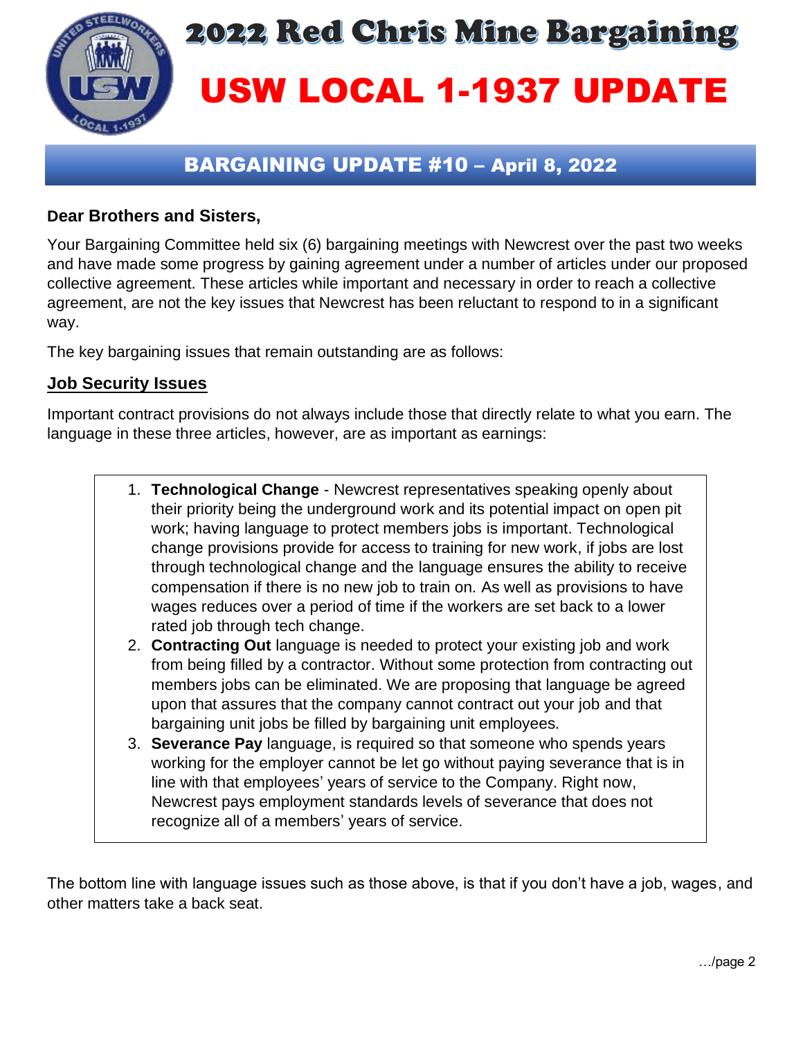# 2022 Red Chris Mine Bargaining

# USW LOCAL 1-1937 UPDATE

## BARGAINING UPDATE #10 – April 8, 2022

**Dear Brothers and Sisters,**

Your Bargaining Committee held six (6) bargaining meetings with Newcrest over the past two weeks and have made some progress by gaining agreement under a number of articles under our proposed collective agreement. These articles while important and necessary in order to reach a collective agreement, are not the key issues that Newcrest has been reluctant to respond to in a significant way.

The key bargaining issues that remain outstanding are as follows:

### Job Security Issues

Important contract provisions do not always include those that directly relate to what you earn. The language in these three articles, however, are as important as earnings:

1. **Technological Change** - Newcrest representatives speaking openly about their priority being the underground work and its potential impact on open pit work; having language to protect members jobs is important. Technological change provisions provide for access to training for new work, if jobs are lost through technological change and the language ensures the ability to receive compensation if there is no new job to train on. As well as provisions to have wages reduces over a period of time if the workers are set back to a lower rated job through tech change.
2. **Contracting Out** language is needed to protect your existing job and work from being filled by a contractor. Without some protection from contracting out members jobs can be eliminated. We are proposing that language be agreed upon that assures that the company cannot contract out your job and that bargaining unit jobs be filled by bargaining unit employees.
3. **Severance Pay** language, is required so that someone who spends years working for the employer cannot be let go without paying severance that is in line with that employees' years of service to the Company. Right now, Newcrest pays employment standards levels of severance that does not recognize all of a members' years of service.

The bottom line with language issues such as those above, is that if you don't have a job, wages, and other matters take a back seat.

…/page 2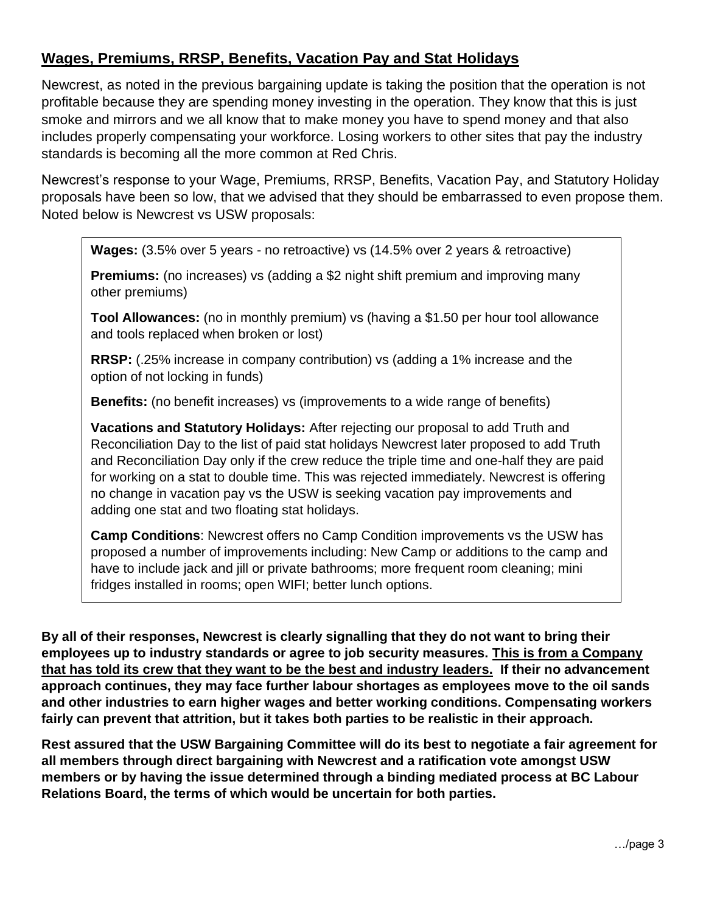## Wages, Premiums, RRSP, Benefits, Vacation Pay and Stat Holidays

Newcrest, as noted in the previous bargaining update is taking the position that the operation is not profitable because they are spending money investing in the operation. They know that this is just smoke and mirrors and we all know that to make money you have to spend money and that also includes properly compensating your workforce. Losing workers to other sites that pay the industry standards is becoming all the more common at Red Chris.

Newcrest's response to your Wage, Premiums, RRSP, Benefits, Vacation Pay, and Statutory Holiday proposals have been so low, that we advised that they should be embarrassed to even propose them. Noted below is Newcrest vs USW proposals:

**Wages:** (3.5% over 5 years - no retroactive) vs (14.5% over 2 years & retroactive)

**Premiums:** (no increases) vs (adding a $2 night shift premium and improving many other premiums)

**Tool Allowances:** (no in monthly premium) vs (having a $1.50 per hour tool allowance and tools replaced when broken or lost)

**RRSP:** (.25% increase in company contribution) vs (adding a 1% increase and the option of not locking in funds)

**Benefits:** (no benefit increases) vs (improvements to a wide range of benefits)

**Vacations and Statutory Holidays:** After rejecting our proposal to add Truth and Reconciliation Day to the list of paid stat holidays Newcrest later proposed to add Truth and Reconciliation Day only if the crew reduce the triple time and one-half they are paid for working on a stat to double time. This was rejected immediately. Newcrest is offering no change in vacation pay vs the USW is seeking vacation pay improvements and adding one stat and two floating stat holidays.

**Camp Conditions**: Newcrest offers no Camp Condition improvements vs the USW has proposed a number of improvements including: New Camp or additions to the camp and have to include jack and jill or private bathrooms; more frequent room cleaning; mini fridges installed in rooms; open WIFI; better lunch options.

**By all of their responses, Newcrest is clearly signalling that they do not want to bring their employees up to industry standards or agree to job security measures. <u>This is from a Company that has told its crew that they want to be the best and industry leaders.</u> If their no advancement approach continues, they may face further labour shortages as employees move to the oil sands and other industries to earn higher wages and better working conditions. Compensating workers fairly can prevent that attrition, but it takes both parties to be realistic in their approach.**

**Rest assured that the USW Bargaining Committee will do its best to negotiate a fair agreement for all members through direct bargaining with Newcrest and a ratification vote amongst USW members or by having the issue determined through a binding mediated process at BC Labour Relations Board, the terms of which would be uncertain for both parties.**

…/page 3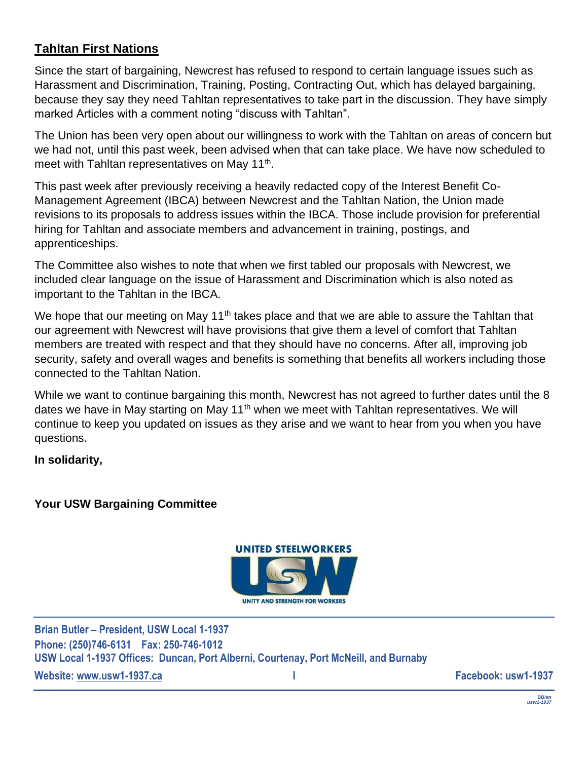## Tahltan First Nations

Since the start of bargaining, Newcrest has refused to respond to certain language issues such as Harassment and Discrimination, Training, Posting, Contracting Out, which has delayed bargaining, because they say they need Tahltan representatives to take part in the discussion. They have simply marked Articles with a comment noting "discuss with Tahltan".

The Union has been very open about our willingness to work with the Tahltan on areas of concern but we had not, until this past week, been advised when that can take place. We have now scheduled to meet with Tahltan representatives on May 11th.

This past week after previously receiving a heavily redacted copy of the Interest Benefit Co-Management Agreement (IBCA) between Newcrest and the Tahltan Nation, the Union made revisions to its proposals to address issues within the IBCA. Those include provision for preferential hiring for Tahltan and associate members and advancement in training, postings, and apprenticeships.

The Committee also wishes to note that when we first tabled our proposals with Newcrest, we included clear language on the issue of Harassment and Discrimination which is also noted as important to the Tahltan in the IBCA.

We hope that our meeting on May 11th takes place and that we are able to assure the Tahltan that our agreement with Newcrest will have provisions that give them a level of comfort that Tahltan members are treated with respect and that they should have no concerns. After all, improving job security, safety and overall wages and benefits is something that benefits all workers including those connected to the Tahltan Nation.

While we want to continue bargaining this month, Newcrest has not agreed to further dates until the 8 dates we have in May starting on May 11th when we meet with Tahltan representatives. We will continue to keep you updated on issues as they arise and we want to hear from you when you have questions.

**In solidarity,**

**Your USW Bargaining Committee**

UNITED STEELWORKERS

USW

UNITY AND STRENGTH FOR WORKERS

**Brian Butler – President, USW Local 1-1937**
**Phone: (250)746-6131 Fax: 250-746-1012**
**USW Local 1-1937 Offices: Duncan, Port Alberni, Courtenay, Port McNeill, and Burnaby**
**Website: www.usw1-1937.ca | Facebook: usw1-1937**

BB/an
*usw1-1937*